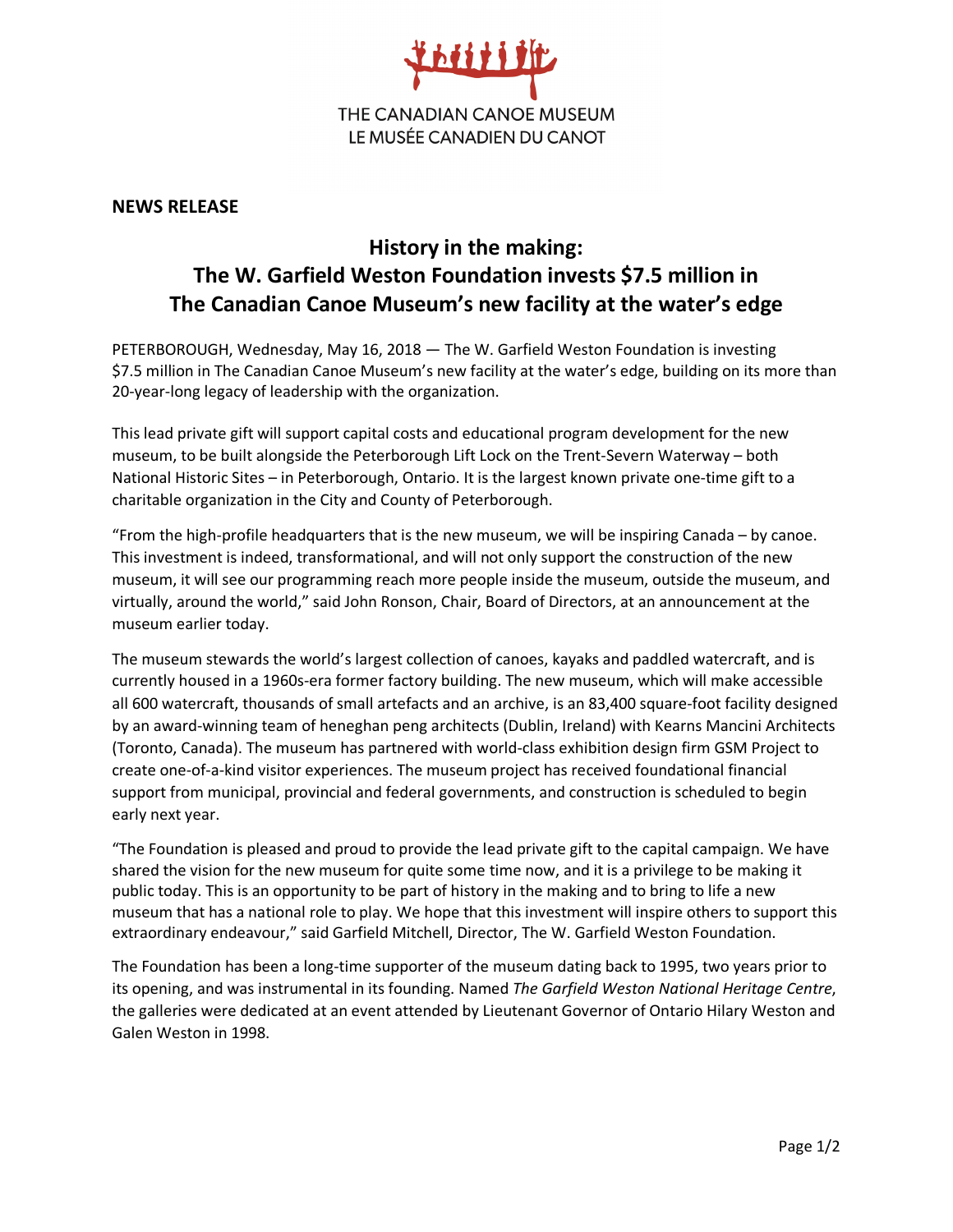THE CANADIAN CANOE MUSEUM
LE MUSÉE CANADIEN DU CANOT

**NEWS RELEASE**

# History in the making: The W. Garfield Weston Foundation invests $7.5 million in The Canadian Canoe Museum's new facility at the water's edge

PETERBOROUGH, Wednesday, May 16, 2018 — The W. Garfield Weston Foundation is investing $7.5 million in The Canadian Canoe Museum's new facility at the water's edge, building on its more than 20-year-long legacy of leadership with the organization.

This lead private gift will support capital costs and educational program development for the new museum, to be built alongside the Peterborough Lift Lock on the Trent-Severn Waterway – both National Historic Sites – in Peterborough, Ontario. It is the largest known private one-time gift to a charitable organization in the City and County of Peterborough.

"From the high-profile headquarters that is the new museum, we will be inspiring Canada – by canoe. This investment is indeed, transformational, and will not only support the construction of the new museum, it will see our programming reach more people inside the museum, outside the museum, and virtually, around the world," said John Ronson, Chair, Board of Directors, at an announcement at the museum earlier today.

The museum stewards the world's largest collection of canoes, kayaks and paddled watercraft, and is currently housed in a 1960s-era former factory building. The new museum, which will make accessible all 600 watercraft, thousands of small artefacts and an archive, is an 83,400 square-foot facility designed by an award-winning team of heneghan peng architects (Dublin, Ireland) with Kearns Mancini Architects (Toronto, Canada). The museum has partnered with world-class exhibition design firm GSM Project to create one-of-a-kind visitor experiences. The museum project has received foundational financial support from municipal, provincial and federal governments, and construction is scheduled to begin early next year.

"The Foundation is pleased and proud to provide the lead private gift to the capital campaign. We have shared the vision for the new museum for quite some time now, and it is a privilege to be making it public today. This is an opportunity to be part of history in the making and to bring to life a new museum that has a national role to play. We hope that this investment will inspire others to support this extraordinary endeavour," said Garfield Mitchell, Director, The W. Garfield Weston Foundation.

The Foundation has been a long-time supporter of the museum dating back to 1995, two years prior to its opening, and was instrumental in its founding. Named *The Garfield Weston National Heritage Centre*, the galleries were dedicated at an event attended by Lieutenant Governor of Ontario Hilary Weston and Galen Weston in 1998.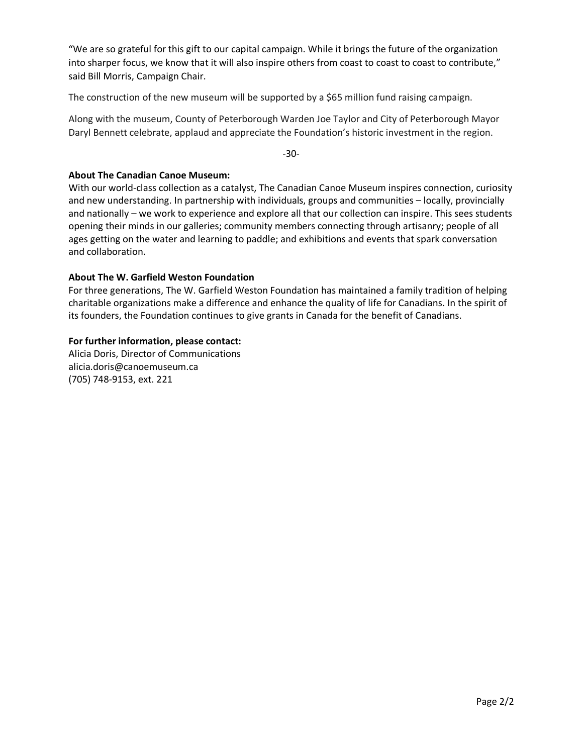"We are so grateful for this gift to our capital campaign. While it brings the future of the organization into sharper focus, we know that it will also inspire others from coast to coast to coast to contribute," said Bill Morris, Campaign Chair.

The construction of the new museum will be supported by a $65 million fund raising campaign.

Along with the museum, County of Peterborough Warden Joe Taylor and City of Peterborough Mayor Daryl Bennett celebrate, applaud and appreciate the Foundation's historic investment in the region.

-30-

**About The Canadian Canoe Museum:**
With our world-class collection as a catalyst, The Canadian Canoe Museum inspires connection, curiosity and new understanding. In partnership with individuals, groups and communities – locally, provincially and nationally – we work to experience and explore all that our collection can inspire. This sees students opening their minds in our galleries; community members connecting through artisanry; people of all ages getting on the water and learning to paddle; and exhibitions and events that spark conversation and collaboration.

**About The W. Garfield Weston Foundation**
For three generations, The W. Garfield Weston Foundation has maintained a family tradition of helping charitable organizations make a difference and enhance the quality of life for Canadians. In the spirit of its founders, the Foundation continues to give grants in Canada for the benefit of Canadians.

**For further information, please contact:**
Alicia Doris, Director of Communications
alicia.doris@canoemuseum.ca
(705) 748-9153, ext. 221